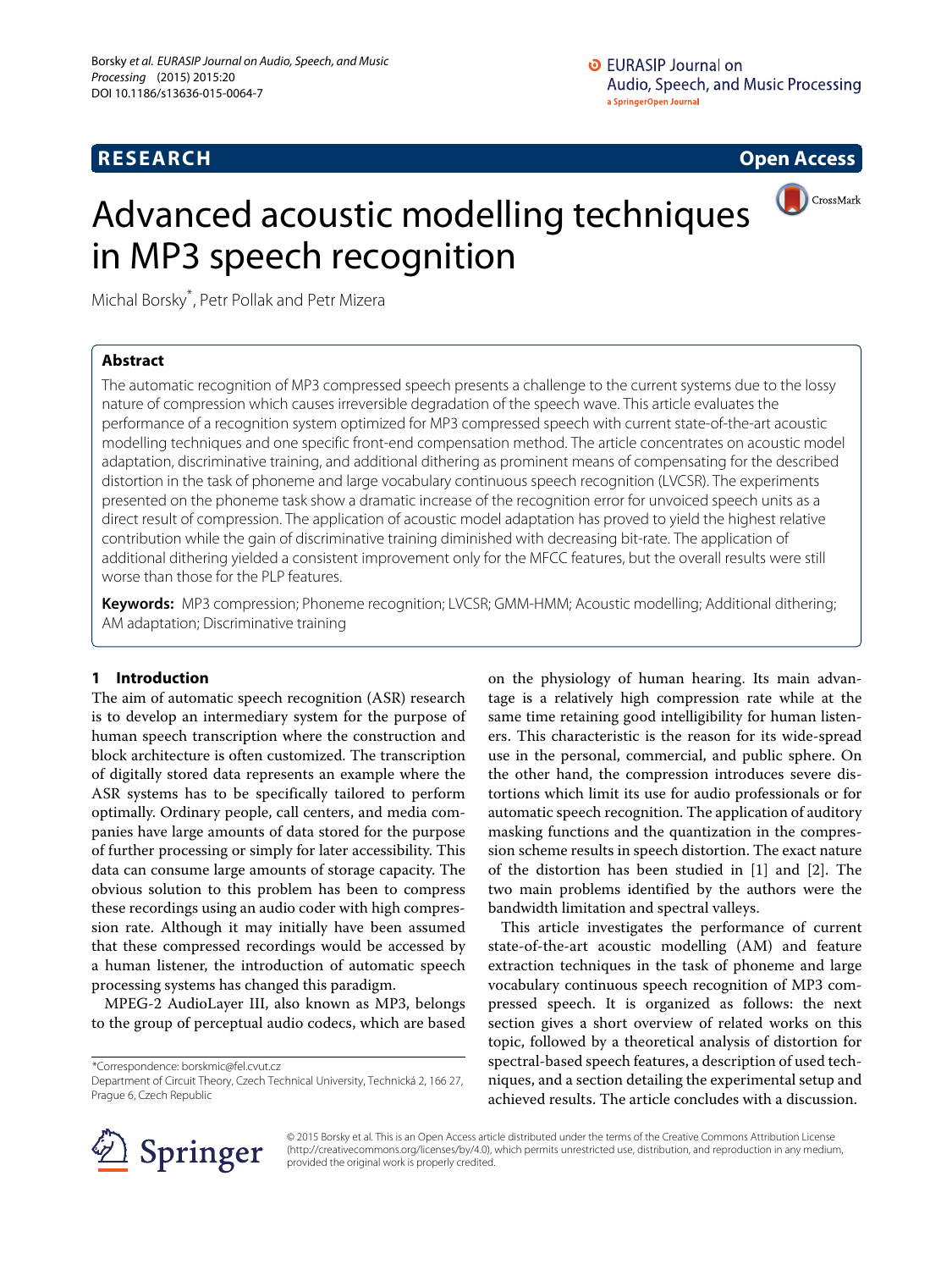RESEARCH

Open Access

# Advanced acoustic modelling techniques in MP3 speech recognition

Michal Borsky*, Petr Pollak and Petr Mizera

## Abstract

The automatic recognition of MP3 compressed speech presents a challenge to the current systems due to the lossy nature of compression which causes irreversible degradation of the speech wave. This article evaluates the performance of a recognition system optimized for MP3 compressed speech with current state-of-the-art acoustic modelling techniques and one specific front-end compensation method. The article concentrates on acoustic model adaptation, discriminative training, and additional dithering as prominent means of compensating for the described distortion in the task of phoneme and large vocabulary continuous speech recognition (LVCSR). The experiments presented on the phoneme task show a dramatic increase of the recognition error for unvoiced speech units as a direct result of compression. The application of acoustic model adaptation has proved to yield the highest relative contribution while the gain of discriminative training diminished with decreasing bit-rate. The application of additional dithering yielded a consistent improvement only for the MFCC features, but the overall results were still worse than those for the PLP features.

**Keywords:** MP3 compression; Phoneme recognition; LVCSR; GMM-HMM; Acoustic modelling; Additional dithering; AM adaptation; Discriminative training

## 1 Introduction

The aim of automatic speech recognition (ASR) research is to develop an intermediary system for the purpose of human speech transcription where the construction and block architecture is often customized. The transcription of digitally stored data represents an example where the ASR systems has to be specifically tailored to perform optimally. Ordinary people, call centers, and media companies have large amounts of data stored for the purpose of further processing or simply for later accessibility. This data can consume large amounts of storage capacity. The obvious solution to this problem has been to compress these recordings using an audio coder with high compression rate. Although it may initially have been assumed that these compressed recordings would be accessed by a human listener, the introduction of automatic speech processing systems has changed this paradigm.

MPEG-2 AudioLayer III, also known as MP3, belongs to the group of perceptual audio codecs, which are based on the physiology of human hearing. Its main advantage is a relatively high compression rate while at the same time retaining good intelligibility for human listeners. This characteristic is the reason for its wide-spread use in the personal, commercial, and public sphere. On the other hand, the compression introduces severe distortions which limit its use for audio professionals or for automatic speech recognition. The application of auditory masking functions and the quantization in the compression scheme results in speech distortion. The exact nature of the distortion has been studied in [1] and [2]. The two main problems identified by the authors were the bandwidth limitation and spectral valleys.

This article investigates the performance of current state-of-the-art acoustic modelling (AM) and feature extraction techniques in the task of phoneme and large vocabulary continuous speech recognition of MP3 compressed speech. It is organized as follows: the next section gives a short overview of related works on this topic, followed by a theoretical analysis of distortion for spectral-based speech features, a description of used techniques, and a section detailing the experimental setup and achieved results. The article concludes with a discussion.

*Correspondence: borskmic@fel.cvut.cz
Department of Circuit Theory, Czech Technical University, Technická 2, 166 27, Prague 6, Czech Republic

© 2015 Borsky et al. This is an Open Access article distributed under the terms of the Creative Commons Attribution License (http://creativecommons.org/licenses/by/4.0), which permits unrestricted use, distribution, and reproduction in any medium, provided the original work is properly credited.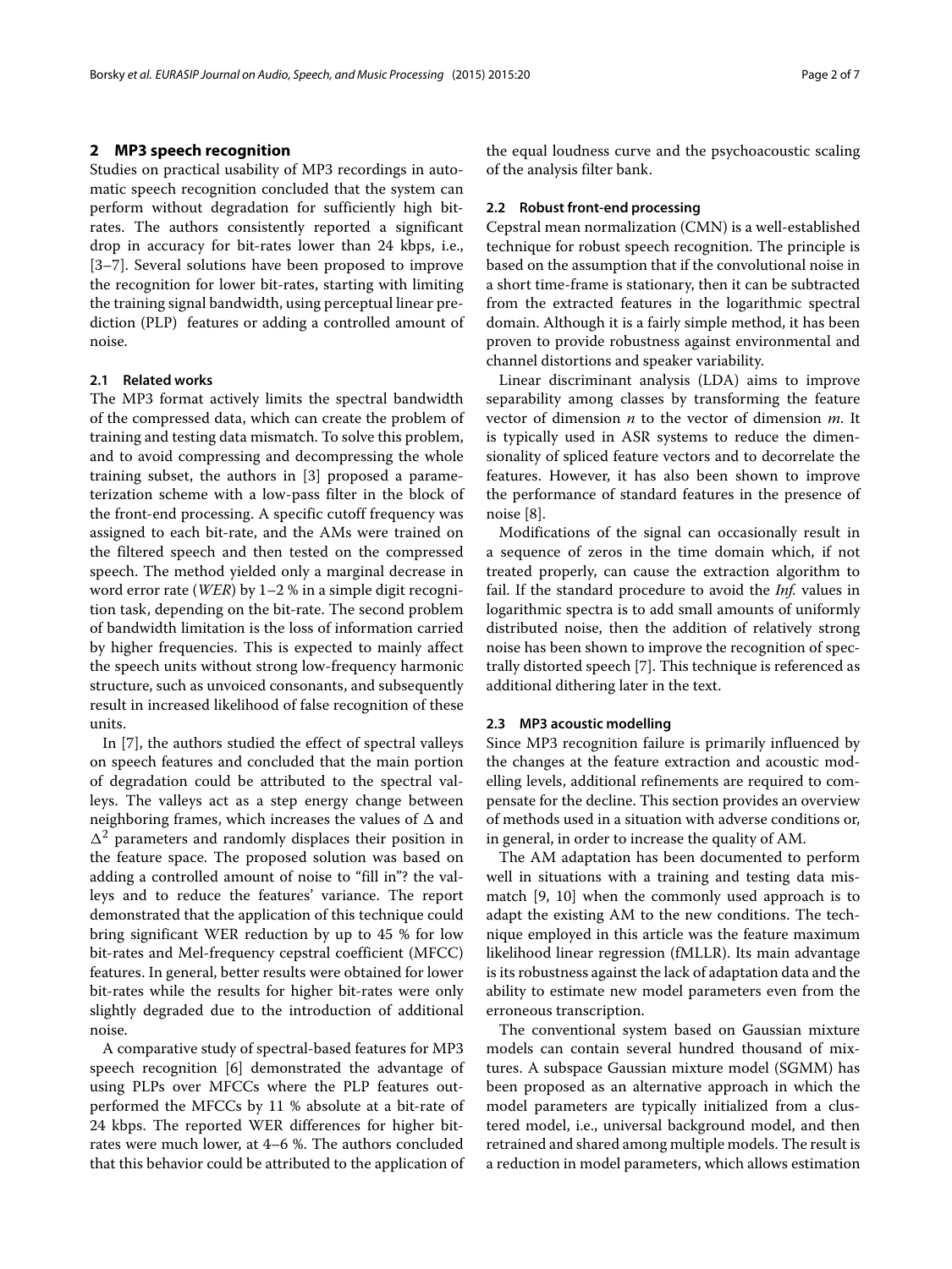## 2 MP3 speech recognition

Studies on practical usability of MP3 recordings in automatic speech recognition concluded that the system can perform without degradation for sufficiently high bit-rates. The authors consistently reported a significant drop in accuracy for bit-rates lower than 24 kbps, i.e., [3–7]. Several solutions have been proposed to improve the recognition for lower bit-rates, starting with limiting the training signal bandwidth, using perceptual linear prediction (PLP) features or adding a controlled amount of noise.

### 2.1 Related works

The MP3 format actively limits the spectral bandwidth of the compressed data, which can create the problem of training and testing data mismatch. To solve this problem, and to avoid compressing and decompressing the whole training subset, the authors in [3] proposed a parameterization scheme with a low-pass filter in the block of the front-end processing. A specific cutoff frequency was assigned to each bit-rate, and the AMs were trained on the filtered speech and then tested on the compressed speech. The method yielded only a marginal decrease in word error rate (*WER*) by 1–2 % in a simple digit recognition task, depending on the bit-rate. The second problem of bandwidth limitation is the loss of information carried by higher frequencies. This is expected to mainly affect the speech units without strong low-frequency harmonic structure, such as unvoiced consonants, and subsequently result in increased likelihood of false recognition of these units.

In [7], the authors studied the effect of spectral valleys on speech features and concluded that the main portion of degradation could be attributed to the spectral valleys. The valleys act as a step energy change between neighboring frames, which increases the values of $\Delta$ and $\Delta^2$ parameters and randomly displaces their position in the feature space. The proposed solution was based on adding a controlled amount of noise to "fill in"? the valleys and to reduce the features' variance. The report demonstrated that the application of this technique could bring significant WER reduction by up to 45 % for low bit-rates and Mel-frequency cepstral coefficient (MFCC) features. In general, better results were obtained for lower bit-rates while the results for higher bit-rates were only slightly degraded due to the introduction of additional noise.

A comparative study of spectral-based features for MP3 speech recognition [6] demonstrated the advantage of using PLPs over MFCCs where the PLP features outperformed the MFCCs by 11 % absolute at a bit-rate of 24 kbps. The reported WER differences for higher bit-rates were much lower, at 4–6 %. The authors concluded that this behavior could be attributed to the application of the equal loudness curve and the psychoacoustic scaling of the analysis filter bank.

### 2.2 Robust front-end processing

Cepstral mean normalization (CMN) is a well-established technique for robust speech recognition. The principle is based on the assumption that if the convolutional noise in a short time-frame is stationary, then it can be subtracted from the extracted features in the logarithmic spectral domain. Although it is a fairly simple method, it has been proven to provide robustness against environmental and channel distortions and speaker variability.

Linear discriminant analysis (LDA) aims to improve separability among classes by transforming the feature vector of dimension $n$ to the vector of dimension $m$. It is typically used in ASR systems to reduce the dimensionality of spliced feature vectors and to decorrelate the features. However, it has also been shown to improve the performance of standard features in the presence of noise [8].

Modifications of the signal can occasionally result in a sequence of zeros in the time domain which, if not treated properly, can cause the extraction algorithm to fail. If the standard procedure to avoid the *Inf.* values in logarithmic spectra is to add small amounts of uniformly distributed noise, then the addition of relatively strong noise has been shown to improve the recognition of spectrally distorted speech [7]. This technique is referenced as additional dithering later in the text.

### 2.3 MP3 acoustic modelling

Since MP3 recognition failure is primarily influenced by the changes at the feature extraction and acoustic modelling levels, additional refinements are required to compensate for the decline. This section provides an overview of methods used in a situation with adverse conditions or, in general, in order to increase the quality of AM.

The AM adaptation has been documented to perform well in situations with a training and testing data mismatch [9, 10] when the commonly used approach is to adapt the existing AM to the new conditions. The technique employed in this article was the feature maximum likelihood linear regression (fMLLR). Its main advantage is its robustness against the lack of adaptation data and the ability to estimate new model parameters even from the erroneous transcription.

The conventional system based on Gaussian mixture models can contain several hundred thousand of mixtures. A subspace Gaussian mixture model (SGMM) has been proposed as an alternative approach in which the model parameters are typically initialized from a clustered model, i.e., universal background model, and then retrained and shared among multiple models. The result is a reduction in model parameters, which allows estimation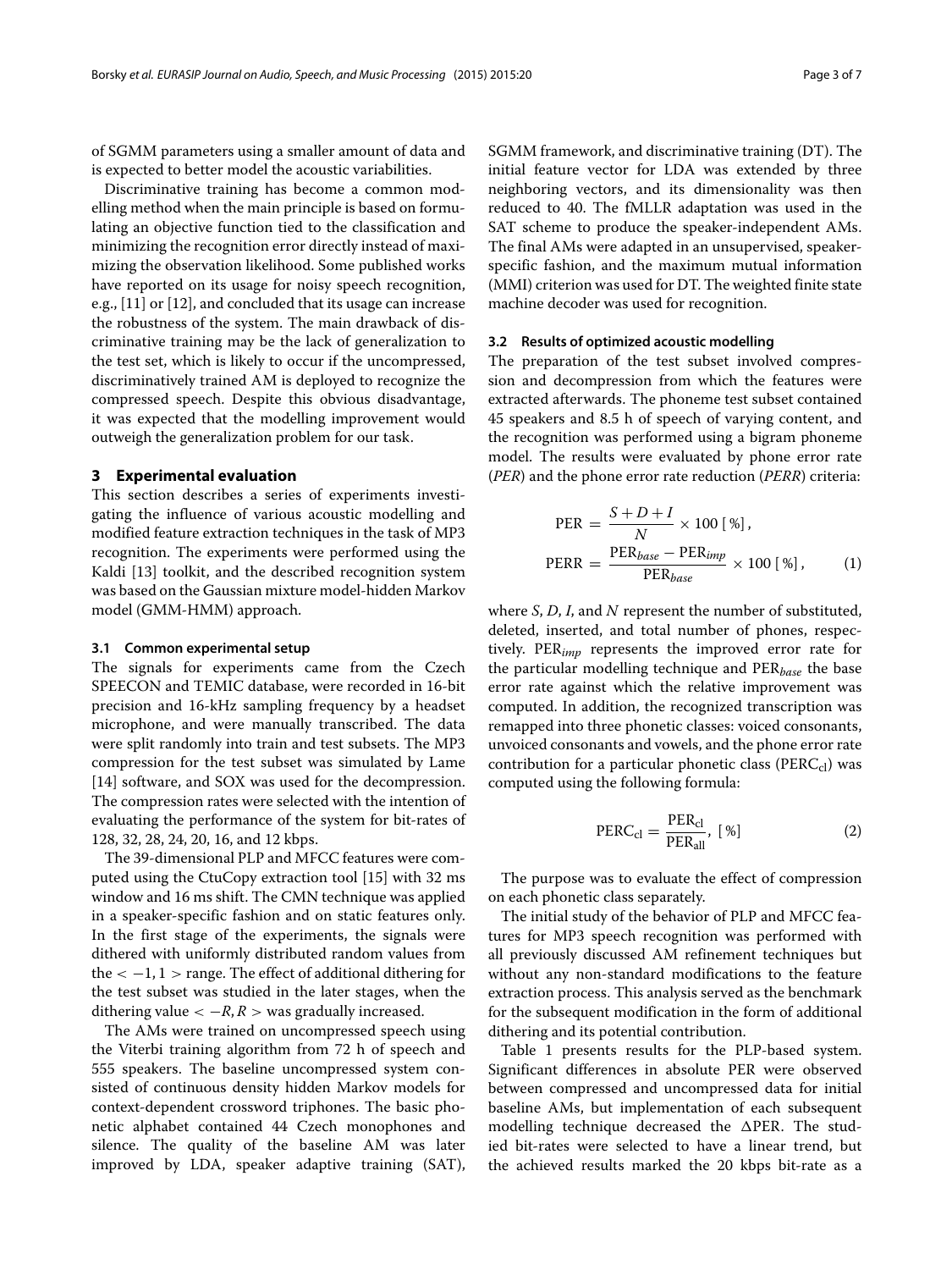of SGMM parameters using a smaller amount of data and is expected to better model the acoustic variabilities.

Discriminative training has become a common modelling method when the main principle is based on formulating an objective function tied to the classification and minimizing the recognition error directly instead of maximizing the observation likelihood. Some published works have reported on its usage for noisy speech recognition, e.g., [11] or [12], and concluded that its usage can increase the robustness of the system. The main drawback of discriminative training may be the lack of generalization to the test set, which is likely to occur if the uncompressed, discriminatively trained AM is deployed to recognize the compressed speech. Despite this obvious disadvantage, it was expected that the modelling improvement would outweigh the generalization problem for our task.

## 3 Experimental evaluation

This section describes a series of experiments investigating the influence of various acoustic modelling and modified feature extraction techniques in the task of MP3 recognition. The experiments were performed using the Kaldi [13] toolkit, and the described recognition system was based on the Gaussian mixture model-hidden Markov model (GMM-HMM) approach.

### 3.1 Common experimental setup

The signals for experiments came from the Czech SPEECON and TEMIC database, were recorded in 16-bit precision and 16-kHz sampling frequency by a headset microphone, and were manually transcribed. The data were split randomly into train and test subsets. The MP3 compression for the test subset was simulated by Lame [14] software, and SOX was used for the decompression. The compression rates were selected with the intention of evaluating the performance of the system for bit-rates of 128, 32, 28, 24, 20, 16, and 12 kbps.

The 39-dimensional PLP and MFCC features were computed using the CtuCopy extraction tool [15] with 32 ms window and 16 ms shift. The CMN technique was applied in a speaker-specific fashion and on static features only. In the first stage of the experiments, the signals were dithered with uniformly distributed random values from the $< -1, 1 >$ range. The effect of additional dithering for the test subset was studied in the later stages, when the dithering value $< -R, R >$ was gradually increased.

The AMs were trained on uncompressed speech using the Viterbi training algorithm from 72 h of speech and 555 speakers. The baseline uncompressed system consisted of continuous density hidden Markov models for context-dependent crossword triphones. The basic phonetic alphabet contained 44 Czech monophones and silence. The quality of the baseline AM was later improved by LDA, speaker adaptive training (SAT), SGMM framework, and discriminative training (DT). The initial feature vector for LDA was extended by three neighboring vectors, and its dimensionality was then reduced to 40. The fMLLR adaptation was used in the SAT scheme to produce the speaker-independent AMs. The final AMs were adapted in an unsupervised, speaker-specific fashion, and the maximum mutual information (MMI) criterion was used for DT. The weighted finite state machine decoder was used for recognition.

### 3.2 Results of optimized acoustic modelling

The preparation of the test subset involved compression and decompression from which the features were extracted afterwards. The phoneme test subset contained 45 speakers and 8.5 h of speech of varying content, and the recognition was performed using a bigram phoneme model. The results were evaluated by phone error rate (*PER*) and the phone error rate reduction (*PERR*) criteria:

$$\text{PER} = \frac{S + D + I}{N} \times 100\ [\,\%] \,,$$
$$\text{PERR} = \frac{\text{PER}_{base} - \text{PER}_{imp}}{\text{PER}_{base}} \times 100\ [\,\%] \,, \qquad (1)$$

where $S$, $D$, $I$, and $N$ represent the number of substituted, deleted, inserted, and total number of phones, respectively. $\text{PER}_{imp}$ represents the improved error rate for the particular modelling technique and $\text{PER}_{base}$ the base error rate against which the relative improvement was computed. In addition, the recognized transcription was remapped into three phonetic classes: voiced consonants, unvoiced consonants and vowels, and the phone error rate contribution for a particular phonetic class ($\text{PERC}_{\text{cl}}$) was computed using the following formula:

$$\text{PERC}_{\text{cl}} = \frac{\text{PER}_{\text{cl}}}{\text{PER}_{\text{all}}},\ [\,\%] \qquad (2)$$

The purpose was to evaluate the effect of compression on each phonetic class separately.

The initial study of the behavior of PLP and MFCC features for MP3 speech recognition was performed with all previously discussed AM refinement techniques but without any non-standard modifications to the feature extraction process. This analysis served as the benchmark for the subsequent modification in the form of additional dithering and its potential contribution.

Table 1 presents results for the PLP-based system. Significant differences in absolute PER were observed between compressed and uncompressed data for initial baseline AMs, but implementation of each subsequent modelling technique decreased the $\Delta$PER. The studied bit-rates were selected to have a linear trend, but the achieved results marked the 20 kbps bit-rate as a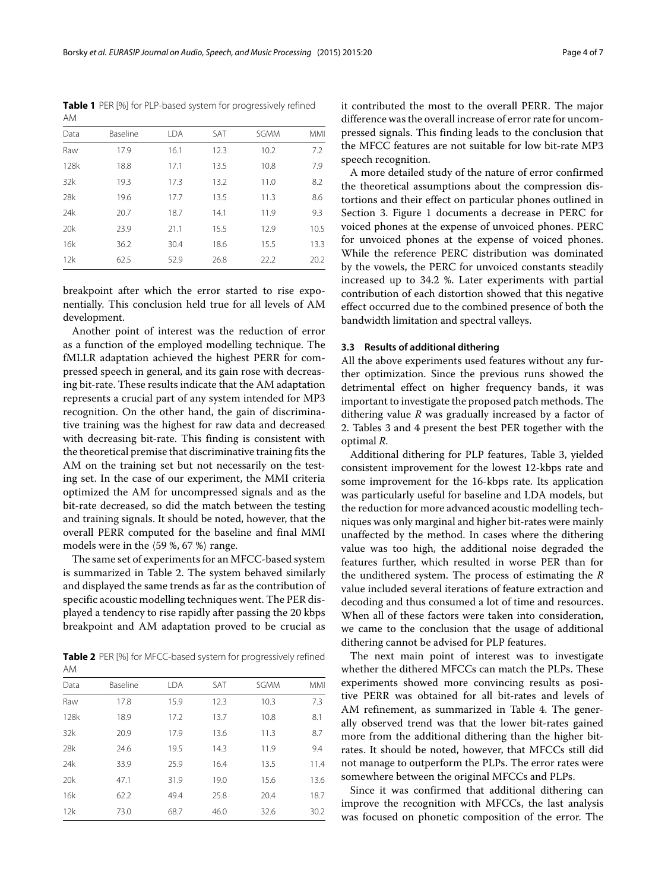**Table 1** PER [%] for PLP-based system for progressively refined AM

| Data | Baseline | LDA | SAT | SGMM | MMI |
|---|---|---|---|---|---|
| Raw | 17.9 | 16.1 | 12.3 | 10.2 | 7.2 |
| 128k | 18.8 | 17.1 | 13.5 | 10.8 | 7.9 |
| 32k | 19.3 | 17.3 | 13.2 | 11.0 | 8.2 |
| 28k | 19.6 | 17.7 | 13.5 | 11.3 | 8.6 |
| 24k | 20.7 | 18.7 | 14.1 | 11.9 | 9.3 |
| 20k | 23.9 | 21.1 | 15.5 | 12.9 | 10.5 |
| 16k | 36.2 | 30.4 | 18.6 | 15.5 | 13.3 |
| 12k | 62.5 | 52.9 | 26.8 | 22.2 | 20.2 |

breakpoint after which the error started to rise exponentially. This conclusion held true for all levels of AM development.

Another point of interest was the reduction of error as a function of the employed modelling technique. The fMLLR adaptation achieved the highest PERR for compressed speech in general, and its gain rose with decreasing bit-rate. These results indicate that the AM adaptation represents a crucial part of any system intended for MP3 recognition. On the other hand, the gain of discriminative training was the highest for raw data and decreased with decreasing bit-rate. This finding is consistent with the theoretical premise that discriminative training fits the AM on the training set but not necessarily on the testing set. In the case of our experiment, the MMI criteria optimized the AM for uncompressed signals and as the bit-rate decreased, so did the match between the testing and training signals. It should be noted, however, that the overall PERR computed for the baseline and final MMI models were in the ⟨59 %, 67 %⟩ range.

The same set of experiments for an MFCC-based system is summarized in Table 2. The system behaved similarly and displayed the same trends as far as the contribution of specific acoustic modelling techniques went. The PER displayed a tendency to rise rapidly after passing the 20 kbps breakpoint and AM adaptation proved to be crucial as

**Table 2** PER [%] for MFCC-based system for progressively refined AM

| Data | Baseline | LDA | SAT | SGMM | MMI |
|---|---|---|---|---|---|
| Raw | 17.8 | 15.9 | 12.3 | 10.3 | 7.3 |
| 128k | 18.9 | 17.2 | 13.7 | 10.8 | 8.1 |
| 32k | 20.9 | 17.9 | 13.6 | 11.3 | 8.7 |
| 28k | 24.6 | 19.5 | 14.3 | 11.9 | 9.4 |
| 24k | 33.9 | 25.9 | 16.4 | 13.5 | 11.4 |
| 20k | 47.1 | 31.9 | 19.0 | 15.6 | 13.6 |
| 16k | 62.2 | 49.4 | 25.8 | 20.4 | 18.7 |
| 12k | 73.0 | 68.7 | 46.0 | 32.6 | 30.2 |

it contributed the most to the overall PERR. The major difference was the overall increase of error rate for uncompressed signals. This finding leads to the conclusion that the MFCC features are not suitable for low bit-rate MP3 speech recognition.

A more detailed study of the nature of error confirmed the theoretical assumptions about the compression distortions and their effect on particular phones outlined in Section 3. Figure 1 documents a decrease in PERC for voiced phones at the expense of unvoiced phones. PERC for unvoiced phones at the expense of voiced phones. While the reference PERC distribution was dominated by the vowels, the PERC for unvoiced constants steadily increased up to 34.2 %. Later experiments with partial contribution of each distortion showed that this negative effect occurred due to the combined presence of both the bandwidth limitation and spectral valleys.

### 3.3 Results of additional dithering

All the above experiments used features without any further optimization. Since the previous runs showed the detrimental effect on higher frequency bands, it was important to investigate the proposed patch methods. The dithering value $R$ was gradually increased by a factor of 2. Tables 3 and 4 present the best PER together with the optimal $R$.

Additional dithering for PLP features, Table 3, yielded consistent improvement for the lowest 12-kbps rate and some improvement for the 16-kbps rate. Its application was particularly useful for baseline and LDA models, but the reduction for more advanced acoustic modelling techniques was only marginal and higher bit-rates were mainly unaffected by the method. In cases where the dithering value was too high, the additional noise degraded the features further, which resulted in worse PER than for the undithered system. The process of estimating the $R$ value included several iterations of feature extraction and decoding and thus consumed a lot of time and resources. When all of these factors were taken into consideration, we came to the conclusion that the usage of additional dithering cannot be advised for PLP features.

The next main point of interest was to investigate whether the dithered MFCCs can match the PLPs. These experiments showed more convincing results as positive PERR was obtained for all bit-rates and levels of AM refinement, as summarized in Table 4. The generally observed trend was that the lower bit-rates gained more from the additional dithering than the higher bit-rates. It should be noted, however, that MFCCs still did not manage to outperform the PLPs. The error rates were somewhere between the original MFCCs and PLPs.

Since it was confirmed that additional dithering can improve the recognition with MFCCs, the last analysis was focused on phonetic composition of the error. The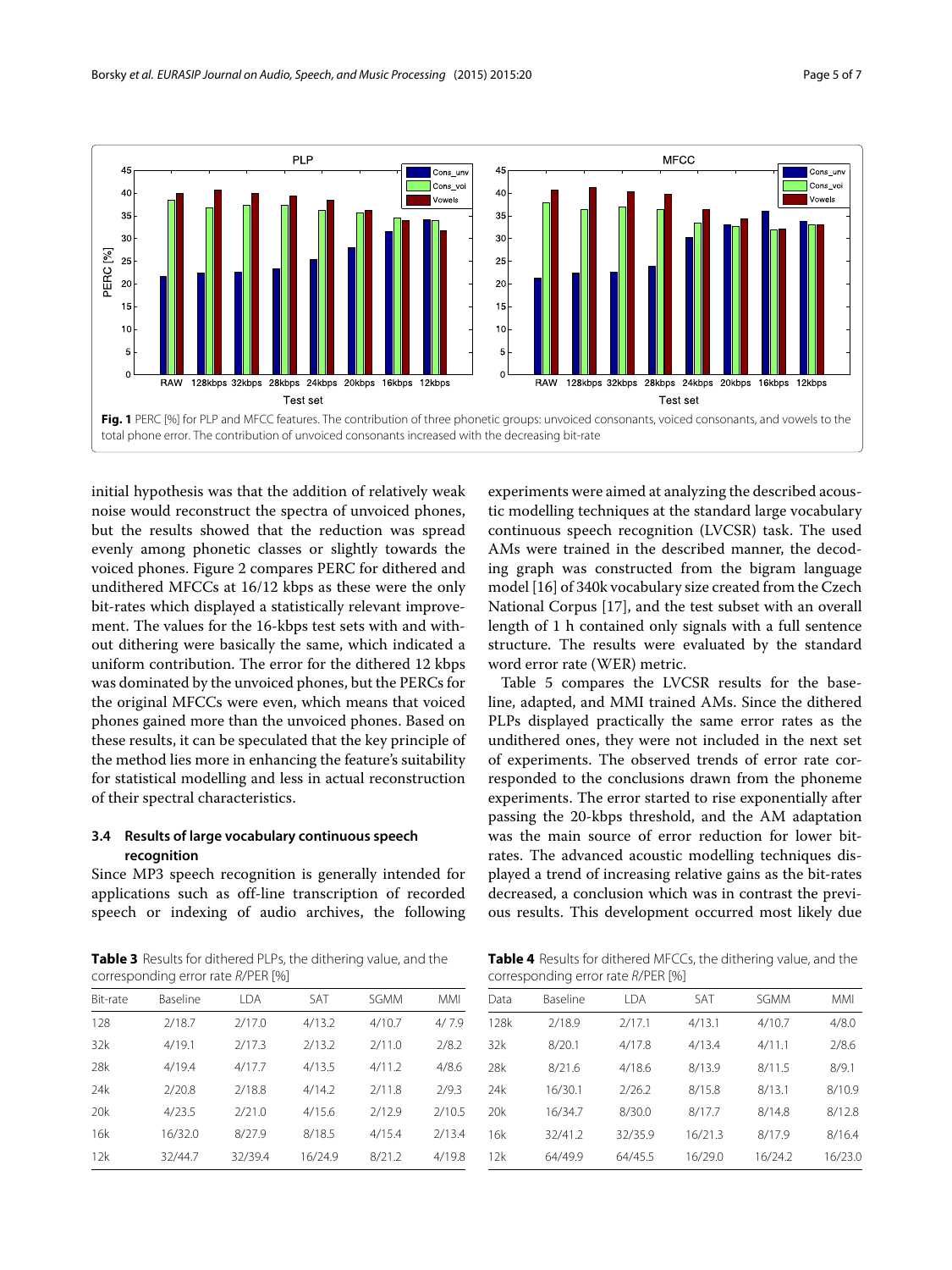PLP

45
40
35
30
25
20
15
10
5
0

PERC [%]

Cons_unv
Cons_voi
Vowels

RAW 128kbps 32kbps 28kbps 24kbps 20kbps 16kbps 12kbps

Test set

MFCC

45
40
35
30
25
20
15
10
5
0

Cons_unv
Cons_voi
Vowels

RAW 128kbps 32kbps 28kbps 24kbps 20kbps 16kbps 12kbps

Test set

**Fig. 1** PERC [%] for PLP and MFCC features. The contribution of three phonetic groups: unvoiced consonants, voiced consonants, and vowels to the total phone error. The contribution of unvoiced consonants increased with the decreasing bit-rate

initial hypothesis was that the addition of relatively weak noise would reconstruct the spectra of unvoiced phones, but the results showed that the reduction was spread evenly among phonetic classes or slightly towards the voiced phones. Figure 2 compares PERC for dithered and undithered MFCCs at 16/12 kbps as these were the only bit-rates which displayed a statistically relevant improvement. The values for the 16-kbps test sets with and without dithering were basically the same, which indicated a uniform contribution. The error for the dithered 12 kbps was dominated by the unvoiced phones, but the PERCs for the original MFCCs were even, which means that voiced phones gained more than the unvoiced phones. Based on these results, it can be speculated that the key principle of the method lies more in enhancing the feature's suitability for statistical modelling and less in actual reconstruction of their spectral characteristics.

### 3.4 Results of large vocabulary continuous speech recognition

Since MP3 speech recognition is generally intended for applications such as off-line transcription of recorded speech or indexing of audio archives, the following experiments were aimed at analyzing the described acoustic modelling techniques at the standard large vocabulary continuous speech recognition (LVCSR) task. The used AMs were trained in the described manner, the decoding graph was constructed from the bigram language model [16] of 340k vocabulary size created from the Czech National Corpus [17], and the test subset with an overall length of 1 h contained only signals with a full sentence structure. The results were evaluated by the standard word error rate (WER) metric.

Table 5 compares the LVCSR results for the baseline, adapted, and MMI trained AMs. Since the dithered PLPs displayed practically the same error rates as the undithered ones, they were not included in the next set of experiments. The observed trends of error rate corresponded to the conclusions drawn from the phoneme experiments. The error started to rise exponentially after passing the 20-kbps threshold, and the AM adaptation was the main source of error reduction for lower bit-rates. The advanced acoustic modelling techniques displayed a trend of increasing relative gains as the bit-rates decreased, a conclusion which was in contrast the previous results. This development occurred most likely due

**Table 3** Results for dithered PLPs, the dithering value, and the corresponding error rate *R*/PER [%]

| Bit-rate | Baseline | LDA | SAT | SGMM | MMI |
|---|---|---|---|---|---|
| 128 | 2/18.7 | 2/17.0 | 4/13.2 | 4/10.7 | 4/ 7.9 |
| 32k | 4/19.1 | 2/17.3 | 2/13.2 | 2/11.0 | 2/8.2 |
| 28k | 4/19.4 | 4/17.7 | 4/13.5 | 4/11.2 | 4/8.6 |
| 24k | 2/20.8 | 2/18.8 | 4/14.2 | 2/11.8 | 2/9.3 |
| 20k | 4/23.5 | 2/21.0 | 4/15.6 | 2/12.9 | 2/10.5 |
| 16k | 16/32.0 | 8/27.9 | 8/18.5 | 4/15.4 | 2/13.4 |
| 12k | 32/44.7 | 32/39.4 | 16/24.9 | 8/21.2 | 4/19.8 |

**Table 4** Results for dithered MFCCs, the dithering value, and the corresponding error rate *R*/PER [%]

| Data | Baseline | LDA | SAT | SGMM | MMI |
|---|---|---|---|---|---|
| 128k | 2/18.9 | 2/17.1 | 4/13.1 | 4/10.7 | 4/8.0 |
| 32k | 8/20.1 | 4/17.8 | 4/13.4 | 4/11.1 | 2/8.6 |
| 28k | 8/21.6 | 4/18.6 | 8/13.9 | 8/11.5 | 8/9.1 |
| 24k | 16/30.1 | 2/26.2 | 8/15.8 | 8/13.1 | 8/10.9 |
| 20k | 16/34.7 | 8/30.0 | 8/17.7 | 8/14.8 | 8/12.8 |
| 16k | 32/41.2 | 32/35.9 | 16/21.3 | 8/17.9 | 8/16.4 |
| 12k | 64/49.9 | 64/45.5 | 16/29.0 | 16/24.2 | 16/23.0 |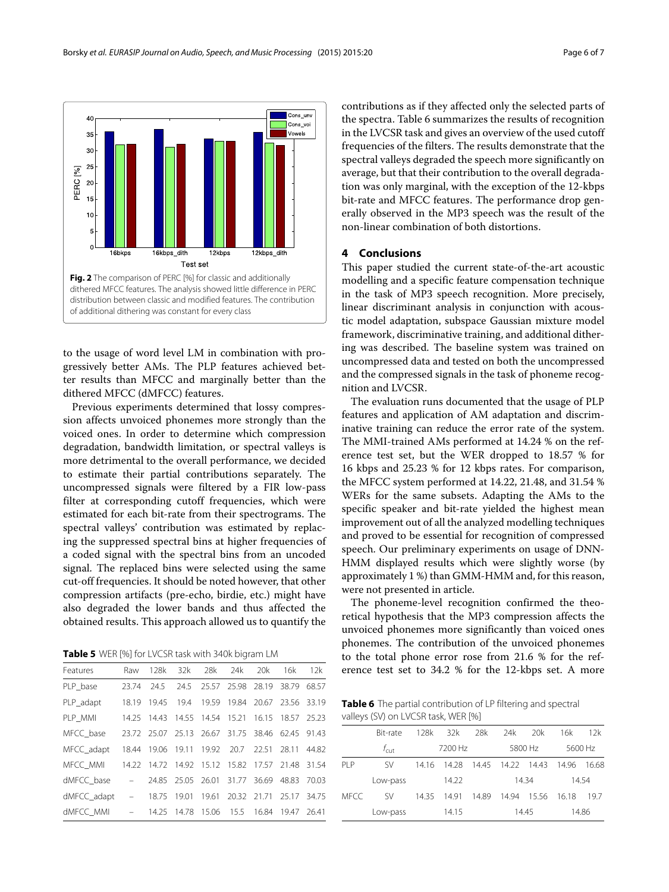40
35
30
25
20
15
10
5
0

PERC [%]

Cons_unv
Cons_voi
Vowels

16bkps
16kbps_dith
12kbps
12kbps_dith

Test set

**Fig. 2** The comparison of PERC [%] for classic and additionally dithered MFCC features. The analysis showed little difference in PERC distribution between classic and modified features. The contribution of additional dithering was constant for every class

to the usage of word level LM in combination with progressively better AMs. The PLP features achieved better results than MFCC and marginally better than the dithered MFCC (dMFCC) features.

Previous experiments determined that lossy compression affects unvoiced phonemes more strongly than the voiced ones. In order to determine which compression degradation, bandwidth limitation, or spectral valleys is more detrimental to the overall performance, we decided to estimate their partial contributions separately. The uncompressed signals were filtered by a FIR low-pass filter at corresponding cutoff frequencies, which were estimated for each bit-rate from their spectrograms. The spectral valleys' contribution was estimated by replacing the suppressed spectral bins at higher frequencies of a coded signal with the spectral bins from an uncoded signal. The replaced bins were selected using the same cut-off frequencies. It should be noted however, that other compression artifacts (pre-echo, birdie, etc.) might have also degraded the lower bands and thus affected the obtained results. This approach allowed us to quantify the contributions as if they affected only the selected parts of the spectra. Table 6 summarizes the results of recognition in the LVCSR task and gives an overview of the used cutoff frequencies of the filters. The results demonstrate that the spectral valleys degraded the speech more significantly on average, but that their contribution to the overall degradation was only marginal, with the exception of the 12-kbps bit-rate and MFCC features. The performance drop generally observed in the MP3 speech was the result of the non-linear combination of both distortions.

**Table 5** WER [%] for LVCSR task with 340k bigram LM

| Features | Raw | 128k | 32k | 28k | 24k | 20k | 16k | 12k |
|---|---|---|---|---|---|---|---|---|
| PLP_base | 23.74 | 24.5 | 24.5 | 25.57 | 25.98 | 28.19 | 38.79 | 68.57 |
| PLP_adapt | 18.19 | 19.45 | 19.4 | 19.59 | 19.84 | 20.67 | 23.56 | 33.19 |
| PLP_MMI | 14.25 | 14.43 | 14.55 | 14.54 | 15.21 | 16.15 | 18.57 | 25.23 |
| MFCC_base | 23.72 | 25.07 | 25.13 | 26.67 | 31.75 | 38.46 | 62.45 | 91.43 |
| MFCC_adapt | 18.44 | 19.06 | 19.11 | 19.92 | 20.7 | 22.51 | 28.11 | 44.82 |
| MFCC_MMI | 14.22 | 14.72 | 14.92 | 15.12 | 15.82 | 17.57 | 21.48 | 31.54 |
| dMFCC_base | – | 24.85 | 25.05 | 26.01 | 31.77 | 36.69 | 48.83 | 70.03 |
| dMFCC_adapt | – | 18.75 | 19.01 | 19.61 | 20.32 | 21.71 | 25.17 | 34.75 |
| dMFCC_MMI | – | 14.25 | 14.78 | 15.06 | 15.5 | 16.84 | 19.47 | 26.41 |

## 4 Conclusions

This paper studied the current state-of-the-art acoustic modelling and a specific feature compensation technique in the task of MP3 speech recognition. More precisely, linear discriminant analysis in conjunction with acoustic model adaptation, subspace Gaussian mixture model framework, discriminative training, and additional dithering was described. The baseline system was trained on uncompressed data and tested on both the uncompressed and the compressed signals in the task of phoneme recognition and LVCSR.

The evaluation runs documented that the usage of PLP features and application of AM adaptation and discriminative training can reduce the error rate of the system. The MMI-trained AMs performed at 14.24 % on the reference test set, but the WER dropped to 18.57 % for 16 kbps and 25.23 % for 12 kbps rates. For comparison, the MFCC system performed at 14.22, 21.48, and 31.54 % WERs for the same subsets. Adapting the AMs to the specific speaker and bit-rate yielded the highest mean improvement out of all the analyzed modelling techniques and proved to be essential for recognition of compressed speech. Our preliminary experiments on usage of DNN-HMM displayed results which were slightly worse (by approximately 1 %) than GMM-HMM and, for this reason, were not presented in article.

The phoneme-level recognition confirmed the theoretical hypothesis that the MP3 compression affects the unvoiced phonemes more significantly than voiced ones phonemes. The contribution of the unvoiced phonemes to the total phone error rose from 21.6 % for the reference test set to 34.2 % for the 12-kbps set. A more

**Table 6** The partial contribution of LP filtering and spectral valleys (SV) on LVCSR task, WER [%]

| | Bit-rate | 128k | 32k | 28k | 24k | 20k | 16k | 12k |
|---|---|---|---|---|---|---|---|---|
| | $f_{\mathrm{cut}}$ | | 7200 Hz | | 5800 Hz | | 5600 Hz | |
| PLP | SV | 14.16 | 14.28 | 14.45 | 14.22 | 14.43 | 14.96 | 16.68 |
| | Low-pass | | 14.22 | | 14.34 | | 14.54 | |
| MFCC | SV | 14.35 | 14.91 | 14.89 | 14.94 | 15.56 | 16.18 | 19.7 |
| | Low-pass | | 14.15 | | 14.45 | | 14.86 | |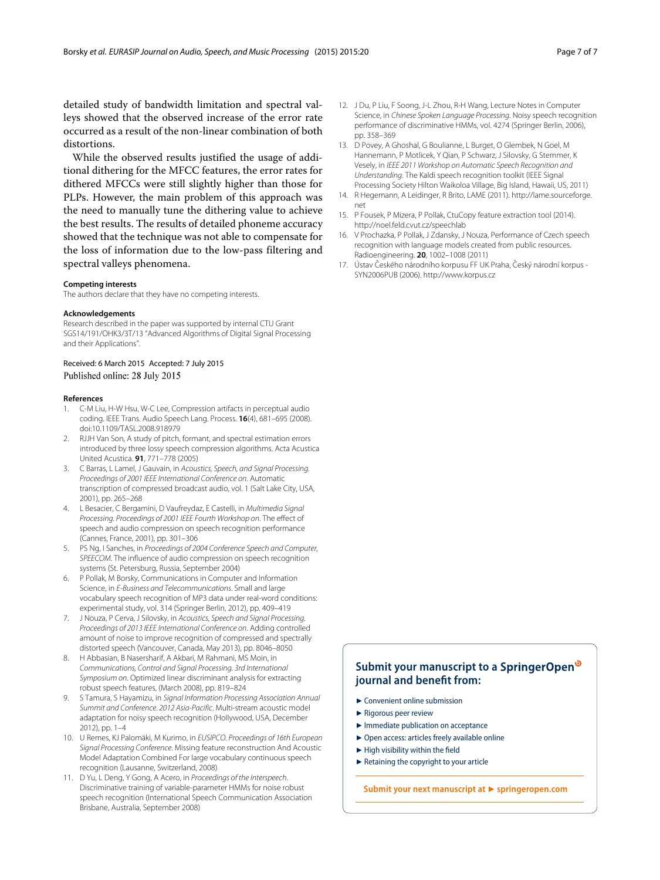detailed study of bandwidth limitation and spectral valleys showed that the observed increase of the error rate occurred as a result of the non-linear combination of both distortions.

While the observed results justified the usage of additional dithering for the MFCC features, the error rates for dithered MFCCs were still slightly higher than those for PLPs. However, the main problem of this approach was the need to manually tune the dithering value to achieve the best results. The results of detailed phoneme accuracy showed that the technique was not able to compensate for the loss of information due to the low-pass filtering and spectral valleys phenomena.

#### Competing interests

The authors declare that they have no competing interests.

#### Acknowledgements

Research described in the paper was supported by internal CTU Grant SGS14/191/OHK3/3T/13 "Advanced Algorithms of Digital Signal Processing and their Applications".

Received: 6 March 2015 Accepted: 7 July 2015
Published online: 28 July 2015

#### References

1. C-M Liu, H-W Hsu, W-C Lee, Compression artifacts in perceptual audio coding. IEEE Trans. Audio Speech Lang. Process. **16**(4), 681–695 (2008). doi:10.1109/TASL.2008.918979
2. RJJH Van Son, A study of pitch, formant, and spectral estimation errors introduced by three lossy speech compression algorithms. Acta Acustica United Acustica. **91**, 771–778 (2005)
3. C Barras, L Lamel, J Gauvain, in *Acoustics, Speech, and Signal Processing. Proceedings of 2001 IEEE International Conference on*. Automatic transcription of compressed broadcast audio, vol. 1 (Salt Lake City, USA, 2001), pp. 265–268
4. L Besacier, C Bergamini, D Vaufreydaz, E Castelli, in *Multimedia Signal Processing. Proceedings of 2001 IEEE Fourth Workshop on*. The effect of speech and audio compression on speech recognition performance (Cannes, France, 2001), pp. 301–306
5. PS Ng, I Sanches, in *Proceedings of 2004 Conference Speech and Computer, SPEECOM*. The influence of audio compression on speech recognition systems (St. Petersburg, Russia, September 2004)
6. P Pollak, M Borsky, Communications in Computer and Information Science, in *E-Business and Telecommunications*. Small and large vocabulary speech recognition of MP3 data under real-word conditions: experimental study, vol. 314 (Springer Berlin, 2012), pp. 409–419
7. J Nouza, P Cerva, J Silovsky, in *Acoustics, Speech and Signal Processing. Proceedings of 2013 IEEE International Conference on*. Adding controlled amount of noise to improve recognition of compressed and spectrally distorted speech (Vancouver, Canada, May 2013), pp. 8046–8050
8. H Abbasian, B Nasersharif, A Akbari, M Rahmani, MS Moin, in *Communications, Control and Signal Processing. 3rd International Symposium on*. Optimized linear discriminant analysis for extracting robust speech features, (March 2008), pp. 819–824
9. S Tamura, S Hayamizu, in *Signal Information Processing Association Annual Summit and Conference. 2012 Asia-Pacific*. Multi-stream acoustic model adaptation for noisy speech recognition (Hollywood, USA, December 2012), pp. 1–4
10. U Remes, KJ Palomäki, M Kurimo, in *EUSIPCO. Proceedings of 16th European Signal Processing Conference*. Missing feature reconstruction And Acoustic Model Adaptation Combined For large vocabulary continuous speech recognition (Lausanne, Switzerland, 2008)
11. D Yu, L Deng, Y Gong, A Acero, in *Proceedings of the Interspeech*. Discriminative training of variable-parameter HMMs for noise robust speech recognition (International Speech Communication Association Brisbane, Australia, September 2008)
12. J Du, P Liu, F Soong, J-L Zhou, R-H Wang, Lecture Notes in Computer Science, in *Chinese Spoken Language Processing*. Noisy speech recognition performance of discriminative HMMs, vol. 4274 (Springer Berlin, 2006), pp. 358–369
13. D Povey, A Ghoshal, G Boulianne, L Burget, O Glembek, N Goel, M Hannemann, P Motlicek, Y Qian, P Schwarz, J Silovsky, G Stemmer, K Vesely, in *IEEE 2011 Workshop on Automatic Speech Recognition and Understanding*. The Kaldi speech recognition toolkit (IEEE Signal Processing Society Hilton Waikoloa Village, Big Island, Hawaii, US, 2011)
14. R Hegemann, A Leidinger, R Brito, LAME (2011). http://lame.sourceforge.net
15. P Fousek, P Mizera, P Pollak, CtuCopy feature extraction tool (2014). http://noel.feld.cvut.cz/speechlab
16. V Prochazka, P Pollak, J Zdansky, J Nouza, Performance of Czech speech recognition with language models created from public resources. Radioengineering. **20**, 1002–1008 (2011)
17. Ústav Českého národního korpusu FF UK Praha, Český národní korpus - SYN2006PUB (2006). http://www.korpus.cz

**Submit your manuscript to a SpringerOpen journal and benefit from:**

- ► Convenient online submission
- ► Rigorous peer review
- ► Immediate publication on acceptance
- ► Open access: articles freely available online
- ► High visibility within the field
- ► Retaining the copyright to your article

**Submit your next manuscript at ► springeropen.com**